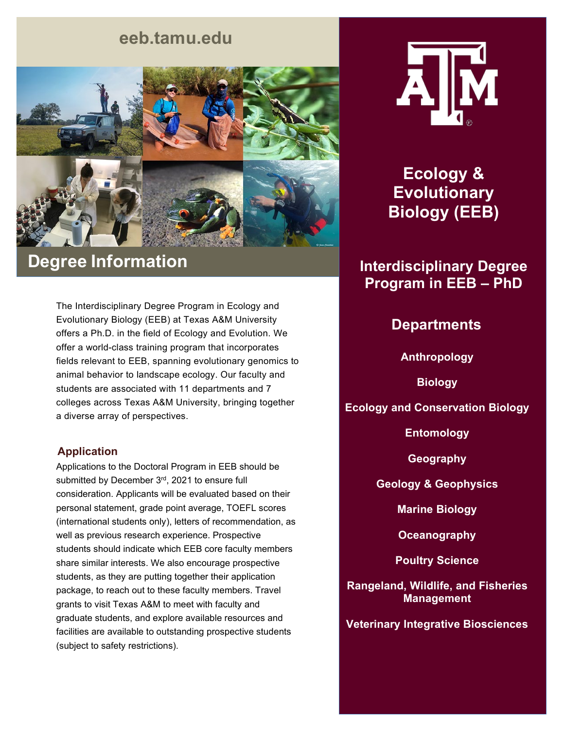eeb.tamu.edu

# Ecology & Evolutionary Biology (EEB)

## Interdisciplinary Degree Program in EEB – PhD

## Degree Information

The Interdisciplinary Degree Program in Ecology and Evolutionary Biology (EEB) at Texas A&M University offers a Ph.D. in the field of Ecology and Evolution. We offer a world-class training program that incorporates fields relevant to EEB, spanning evolutionary genomics to animal behavior to landscape ecology. Our faculty and students are associated with 11 departments and 7 colleges across Texas A&M University, bringing together a diverse array of perspectives.

### Application

Applications to the Doctoral Program in EEB should be submitted by December 3rd, 2021 to ensure full consideration. Applicants will be evaluated based on their personal statement, grade point average, TOEFL scores (international students only), letters of recommendation, as well as previous research experience. Prospective students should indicate which EEB core faculty members share similar interests. We also encourage prospective students, as they are putting together their application package, to reach out to these faculty members. Travel grants to visit Texas A&M to meet with faculty and graduate students, and explore available resources and facilities are available to outstanding prospective students (subject to safety restrictions).

## Departments

**Anthropology**

**Biology**

**Ecology and Conservation Biology**

**Entomology**

**Geography**

**Geology & Geophysics**

**Marine Biology**

**Oceanography**

**Poultry Science**

**Rangeland, Wildlife, and Fisheries Management**

**Veterinary Integrative Biosciences**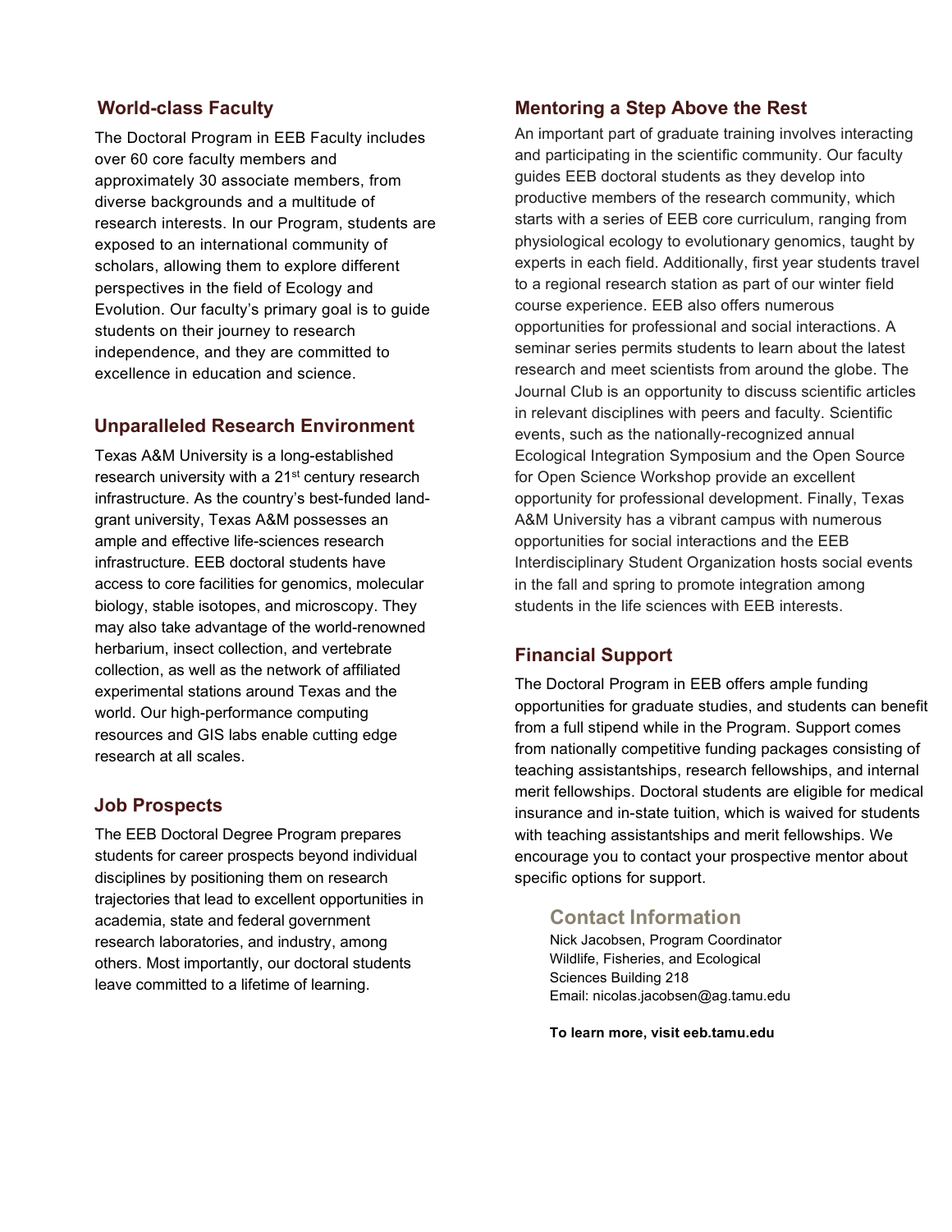## World-class Faculty

The Doctoral Program in EEB Faculty includes over 60 core faculty members and approximately 30 associate members, from diverse backgrounds and a multitude of research interests. In our Program, students are exposed to an international community of scholars, allowing them to explore different perspectives in the field of Ecology and Evolution. Our faculty's primary goal is to guide students on their journey to research independence, and they are committed to excellence in education and science.

## Unparalleled Research Environment

Texas A&M University is a long-established research university with a 21st century research infrastructure. As the country's best-funded land-grant university, Texas A&M possesses an ample and effective life-sciences research infrastructure. EEB doctoral students have access to core facilities for genomics, molecular biology, stable isotopes, and microscopy. They may also take advantage of the world-renowned herbarium, insect collection, and vertebrate collection, as well as the network of affiliated experimental stations around Texas and the world. Our high-performance computing resources and GIS labs enable cutting edge research at all scales.

## Job Prospects

The EEB Doctoral Degree Program prepares students for career prospects beyond individual disciplines by positioning them on research trajectories that lead to excellent opportunities in academia, state and federal government research laboratories, and industry, among others. Most importantly, our doctoral students leave committed to a lifetime of learning.

## Mentoring a Step Above the Rest

An important part of graduate training involves interacting and participating in the scientific community. Our faculty guides EEB doctoral students as they develop into productive members of the research community, which starts with a series of EEB core curriculum, ranging from physiological ecology to evolutionary genomics, taught by experts in each field. Additionally, first year students travel to a regional research station as part of our winter field course experience. EEB also offers numerous opportunities for professional and social interactions. A seminar series permits students to learn about the latest research and meet scientists from around the globe. The Journal Club is an opportunity to discuss scientific articles in relevant disciplines with peers and faculty. Scientific events, such as the nationally-recognized annual Ecological Integration Symposium and the Open Source for Open Science Workshop provide an excellent opportunity for professional development. Finally, Texas A&M University has a vibrant campus with numerous opportunities for social interactions and the EEB Interdisciplinary Student Organization hosts social events in the fall and spring to promote integration among students in the life sciences with EEB interests.

## Financial Support

The Doctoral Program in EEB offers ample funding opportunities for graduate studies, and students can benefit from a full stipend while in the Program. Support comes from nationally competitive funding packages consisting of teaching assistantships, research fellowships, and internal merit fellowships. Doctoral students are eligible for medical insurance and in-state tuition, which is waived for students with teaching assistantships and merit fellowships. We encourage you to contact your prospective mentor about specific options for support.

### Contact Information

Nick Jacobsen, Program Coordinator
Wildlife, Fisheries, and Ecological Sciences Building 218
Email: nicolas.jacobsen@ag.tamu.edu

**To learn more, visit eeb.tamu.edu**